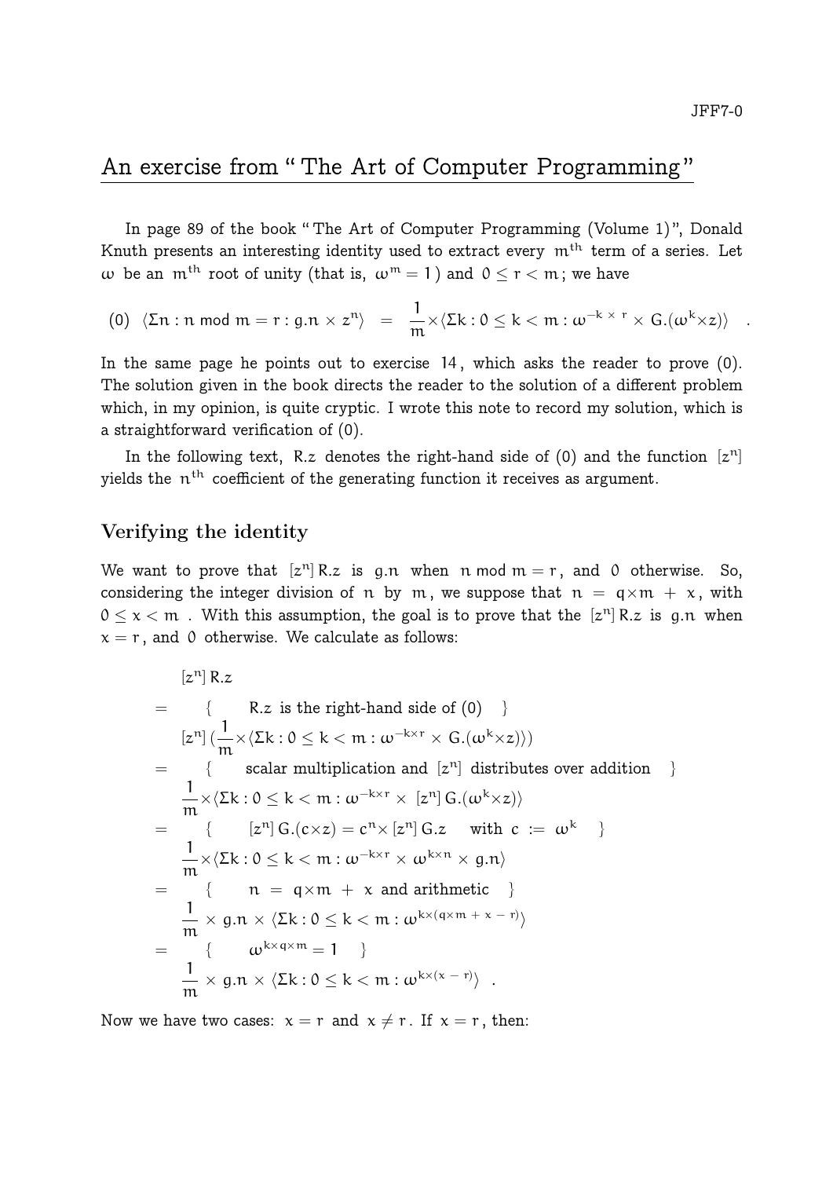# An exercise from " The Art of Computer Programming"

In page 89 of the book " The Art of Computer Programming (Volume 1)", Donald Knuth presents an interesting identity used to extract every $m^{\text{th}}$ term of a series. Let $\omega$ be an $m^{\text{th}}$ root of unity (that is, $\omega^m = 1$ ) and $0 \le r < m$; we have

$$(0)\quad \langle \Sigma n : n \bmod m = r : g.n \times z^n \rangle \;=\; \frac{1}{m} \times \langle \Sigma k : 0 \le k < m : \omega^{-k\,\times\,r} \times G.(\omega^k \times z) \rangle \quad .$$

In the same page he points out to exercise 14, which asks the reader to prove (0). The solution given in the book directs the reader to the solution of a different problem which, in my opinion, is quite cryptic. I wrote this note to record my solution, which is a straightforward verification of (0).

In the following text, $R.z$ denotes the right-hand side of (0) and the function $[z^n]$ yields the $n^{\text{th}}$ coefficient of the generating function it receives as argument.

## Verifying the identity

We want to prove that $[z^n]\,R.z$ is $g.n$ when $n \bmod m = r$, and $0$ otherwise. So, considering the integer division of $n$ by $m$, we suppose that $n = q \times m + x$, with $0 \le x < m$ . With this assumption, the goal is to prove that the $[z^n]\,R.z$ is $g.n$ when $x = r$, and $0$ otherwise. We calculate as follows:

$$
\begin{array}{cl}
 & [z^n]\,R.z \\
= & \quad \{ \quad R.z \text{ is the right-hand side of (0)} \quad \} \\
 & [z^n]\,(\frac{1}{m} \times \langle \Sigma k : 0 \le k < m : \omega^{-k\times r} \times G.(\omega^k \times z) \rangle) \\
= & \quad \{ \quad \text{scalar multiplication and } [z^n] \text{ distributes over addition} \quad \} \\
 & \frac{1}{m} \times \langle \Sigma k : 0 \le k < m : \omega^{-k\times r} \times [z^n]\,G.(\omega^k \times z) \rangle \\
= & \quad \{ \quad [z^n]\,G.(c\times z) = c^n \times [z^n]\,G.z \quad \text{with } c := \omega^k \quad \} \\
 & \frac{1}{m} \times \langle \Sigma k : 0 \le k < m : \omega^{-k\times r} \times \omega^{k\times n} \times g.n \rangle \\
= & \quad \{ \quad n = q \times m + x \text{ and arithmetic} \quad \} \\
 & \frac{1}{m} \times g.n \times \langle \Sigma k : 0 \le k < m : \omega^{k\times(q\times m + x - r)} \rangle \\
= & \quad \{ \quad \omega^{k\times q\times m} = 1 \quad \} \\
 & \frac{1}{m} \times g.n \times \langle \Sigma k : 0 \le k < m : \omega^{k\times(x - r)} \rangle \quad .
\end{array}
$$

Now we have two cases: $x = r$ and $x \ne r$. If $x = r$, then: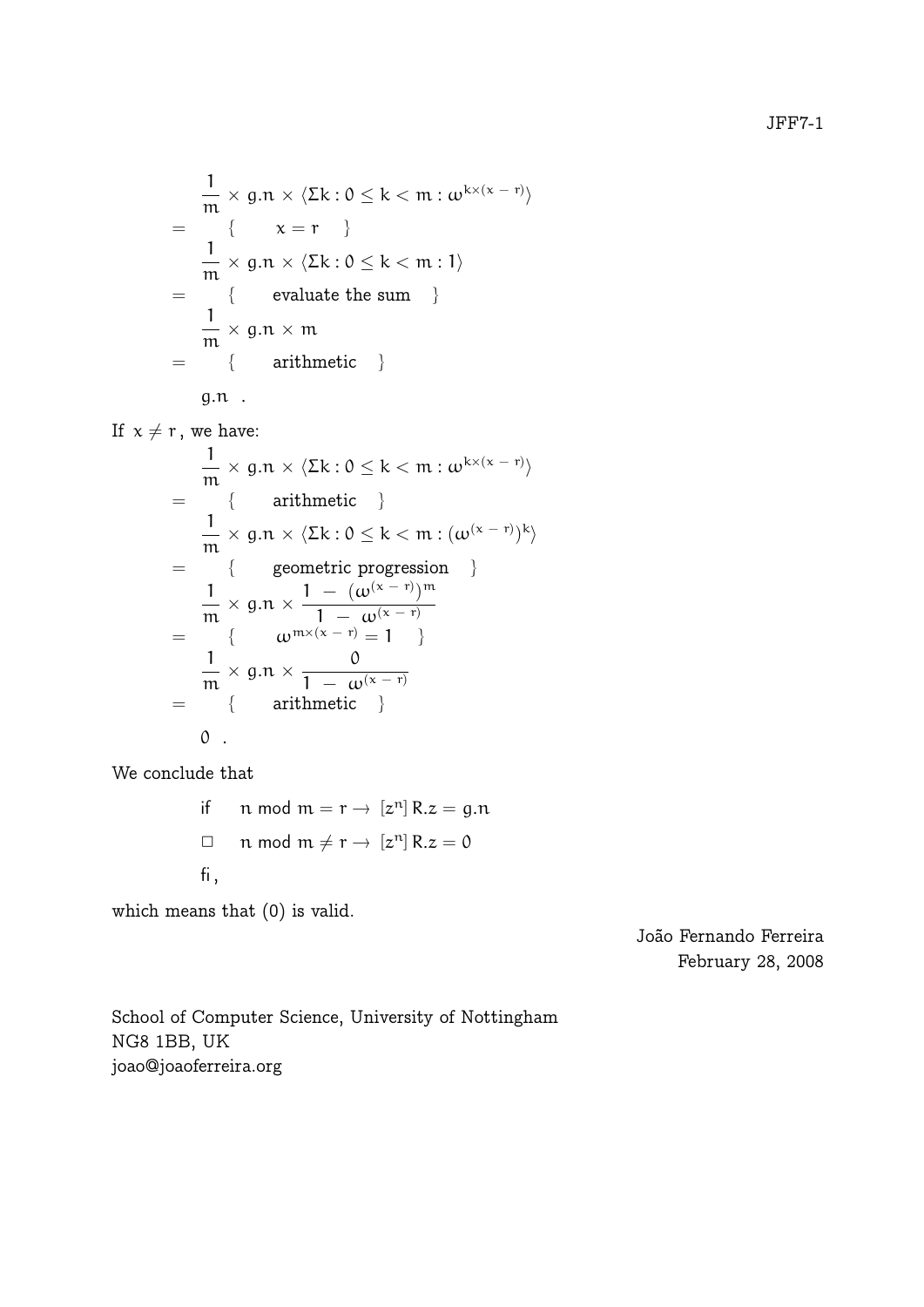$$
\begin{array}{ll}
 & \frac{1}{m} \times g.n \times \langle \Sigma k : 0 \le k < m : \omega^{k \times (x \,-\, r)} \rangle \\
= & \qquad \{ \quad x = r \quad \} \\
 & \frac{1}{m} \times g.n \times \langle \Sigma k : 0 \le k < m : 1 \rangle \\
= & \qquad \{ \quad \text{evaluate the sum} \quad \} \\
 & \frac{1}{m} \times g.n \times m \\
= & \qquad \{ \quad \text{arithmetic} \quad \} \\
 & g.n \ \ .
\end{array}
$$

If $x \neq r$, we have:

$$
\begin{array}{ll}
 & \frac{1}{m} \times g.n \times \langle \Sigma k : 0 \le k < m : \omega^{k \times (x \,-\, r)} \rangle \\
= & \qquad \{ \quad \text{arithmetic} \quad \} \\
 & \frac{1}{m} \times g.n \times \langle \Sigma k : 0 \le k < m : (\omega^{(x \,-\, r)})^{k} \rangle \\
= & \qquad \{ \quad \text{geometric progression} \quad \} \\
 & \frac{1}{m} \times g.n \times \frac{1 \;-\; (\omega^{(x \,-\, r)})^{m}}{1 \;-\; \omega^{(x \,-\, r)}} \\
= & \qquad \{ \quad \omega^{m \times (x \,-\, r)} = 1 \quad \} \\
 & \frac{1}{m} \times g.n \times \frac{0}{1 \;-\; \omega^{(x \,-\, r)}} \\
= & \qquad \{ \quad \text{arithmetic} \quad \} \\
 & 0 \ \ .
\end{array}
$$

We conclude that

$$
\begin{array}{ll}
\textsf{if} & n \bmod m = r \rightarrow \ [z^{n}]\, R.z = g.n \\
\Box & n \bmod m \neq r \rightarrow \ [z^{n}]\, R.z = 0 \\
\textsf{fi} \, , &
\end{array}
$$

which means that (0) is valid.

João Fernando Ferreira  
February 28, 2008

School of Computer Science, University of Nottingham  
NG8 1BB, UK  
joao@joaoferreira.org